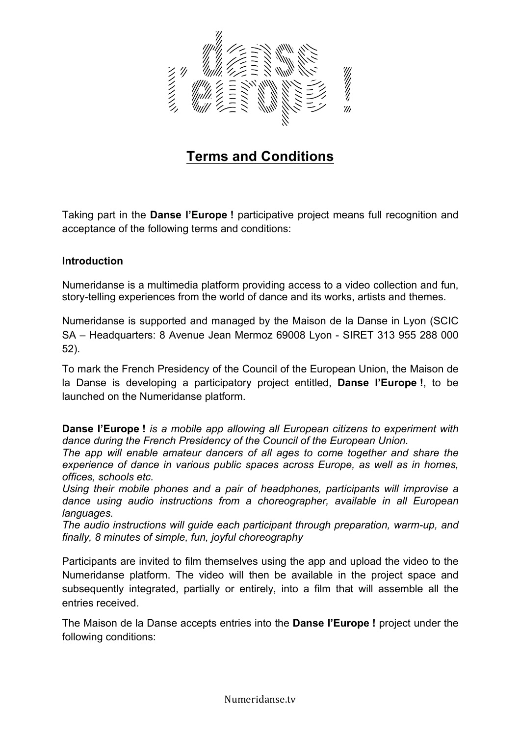# Terms and Conditions

Taking part in the **Danse l'Europe !** participative project means full recognition and acceptance of the following terms and conditions:

**Introduction**

Numeridanse is a multimedia platform providing access to a video collection and fun, story-telling experiences from the world of dance and its works, artists and themes.

Numeridanse is supported and managed by the Maison de la Danse in Lyon (SCIC SA – Headquarters: 8 Avenue Jean Mermoz 69008 Lyon - SIRET 313 955 288 000 52).

To mark the French Presidency of the Council of the European Union, the Maison de la Danse is developing a participatory project entitled, **Danse l'Europe !**, to be launched on the Numeridanse platform.

**Danse l'Europe !** *is a mobile app allowing all European citizens to experiment with dance during the French Presidency of the Council of the European Union.*
*The app will enable amateur dancers of all ages to come together and share the experience of dance in various public spaces across Europe, as well as in homes, offices, schools etc.*
*Using their mobile phones and a pair of headphones, participants will improvise a dance using audio instructions from a choreographer, available in all European languages.*
*The audio instructions will guide each participant through preparation, warm-up, and finally, 8 minutes of simple, fun, joyful choreography*

Participants are invited to film themselves using the app and upload the video to the Numeridanse platform. The video will then be available in the project space and subsequently integrated, partially or entirely, into a film that will assemble all the entries received.

The Maison de la Danse accepts entries into the **Danse l'Europe !** project under the following conditions: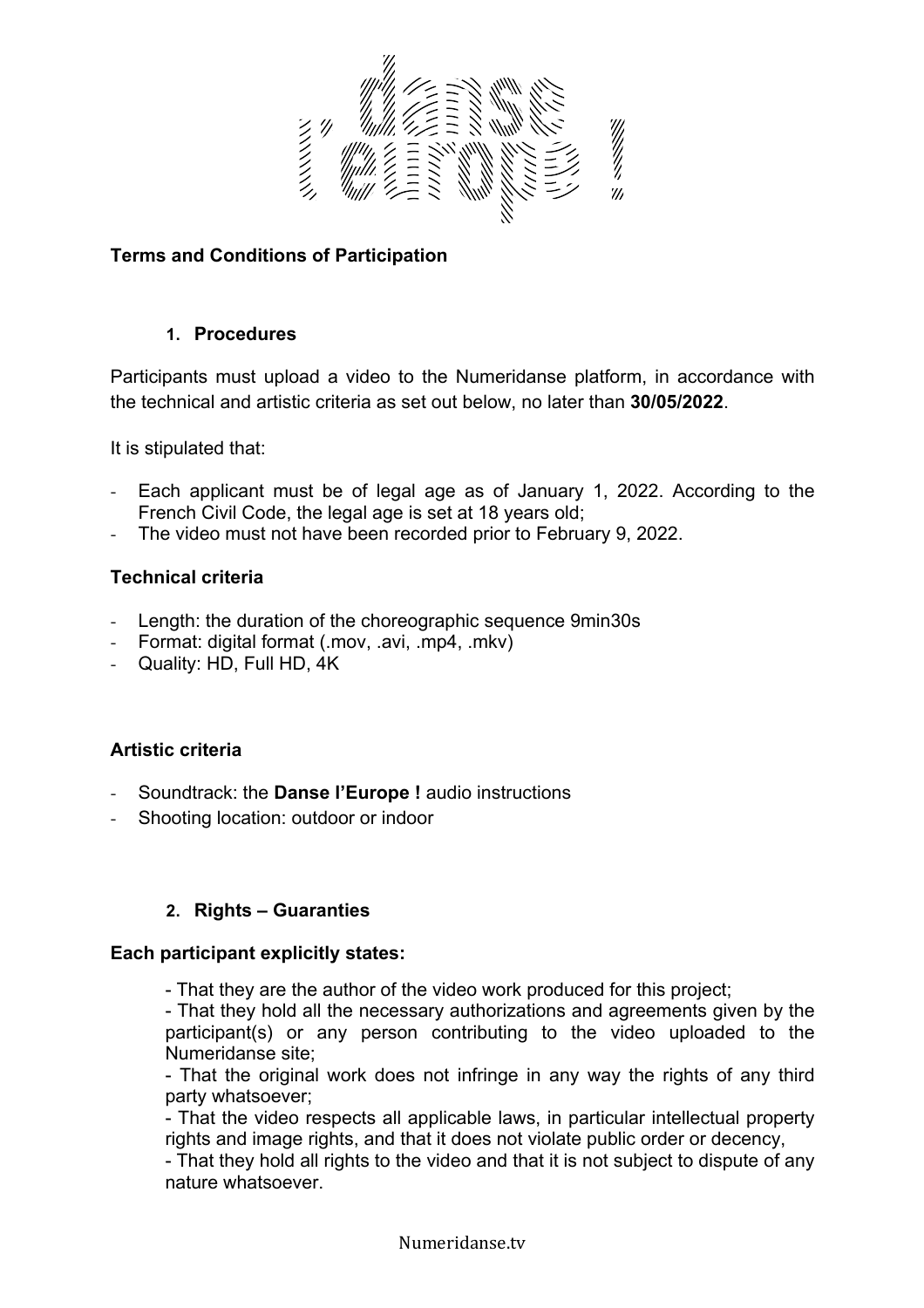# Terms and Conditions of Participation

## 1. Procedures

Participants must upload a video to the Numeridanse platform, in accordance with the technical and artistic criteria as set out below, no later than **30/05/2022**.

It is stipulated that:

- Each applicant must be of legal age as of January 1, 2022. According to the French Civil Code, the legal age is set at 18 years old;
- The video must not have been recorded prior to February 9, 2022.

### Technical criteria

- Length: the duration of the choreographic sequence 9min30s
- Format: digital format (.mov, .avi, .mp4, .mkv)
- Quality: HD, Full HD, 4K

### Artistic criteria

- Soundtrack: the **Danse l'Europe !** audio instructions
- Shooting location: outdoor or indoor

## 2. Rights – Guaranties

**Each participant explicitly states:**

- That they are the author of the video work produced for this project;
- That they hold all the necessary authorizations and agreements given by the participant(s) or any person contributing to the video uploaded to the Numeridanse site;
- That the original work does not infringe in any way the rights of any third party whatsoever;
- That the video respects all applicable laws, in particular intellectual property rights and image rights, and that it does not violate public order or decency,
- That they hold all rights to the video and that it is not subject to dispute of any nature whatsoever.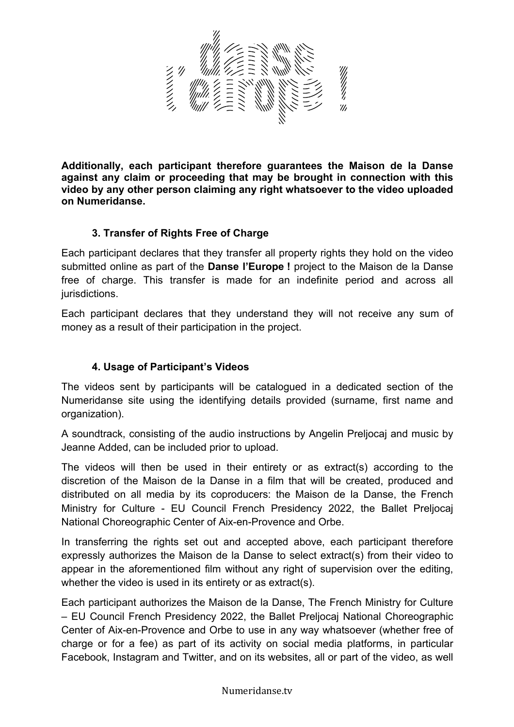**Additionally, each participant therefore guarantees the Maison de la Danse against any claim or proceeding that may be brought in connection with this video by any other person claiming any right whatsoever to the video uploaded on Numeridanse.**

### 3. Transfer of Rights Free of Charge

Each participant declares that they transfer all property rights they hold on the video submitted online as part of the **Danse l'Europe !** project to the Maison de la Danse free of charge. This transfer is made for an indefinite period and across all jurisdictions.

Each participant declares that they understand they will not receive any sum of money as a result of their participation in the project.

### 4. Usage of Participant's Videos

The videos sent by participants will be catalogued in a dedicated section of the Numeridanse site using the identifying details provided (surname, first name and organization).

A soundtrack, consisting of the audio instructions by Angelin Preljocaj and music by Jeanne Added, can be included prior to upload.

The videos will then be used in their entirety or as extract(s) according to the discretion of the Maison de la Danse in a film that will be created, produced and distributed on all media by its coproducers: the Maison de la Danse, the French Ministry for Culture - EU Council French Presidency 2022, the Ballet Preljocaj National Choreographic Center of Aix-en-Provence and Orbe.

In transferring the rights set out and accepted above, each participant therefore expressly authorizes the Maison de la Danse to select extract(s) from their video to appear in the aforementioned film without any right of supervision over the editing, whether the video is used in its entirety or as extract(s).

Each participant authorizes the Maison de la Danse, The French Ministry for Culture – EU Council French Presidency 2022, the Ballet Preljocaj National Choreographic Center of Aix-en-Provence and Orbe to use in any way whatsoever (whether free of charge or for a fee) as part of its activity on social media platforms, in particular Facebook, Instagram and Twitter, and on its websites, all or part of the video, as well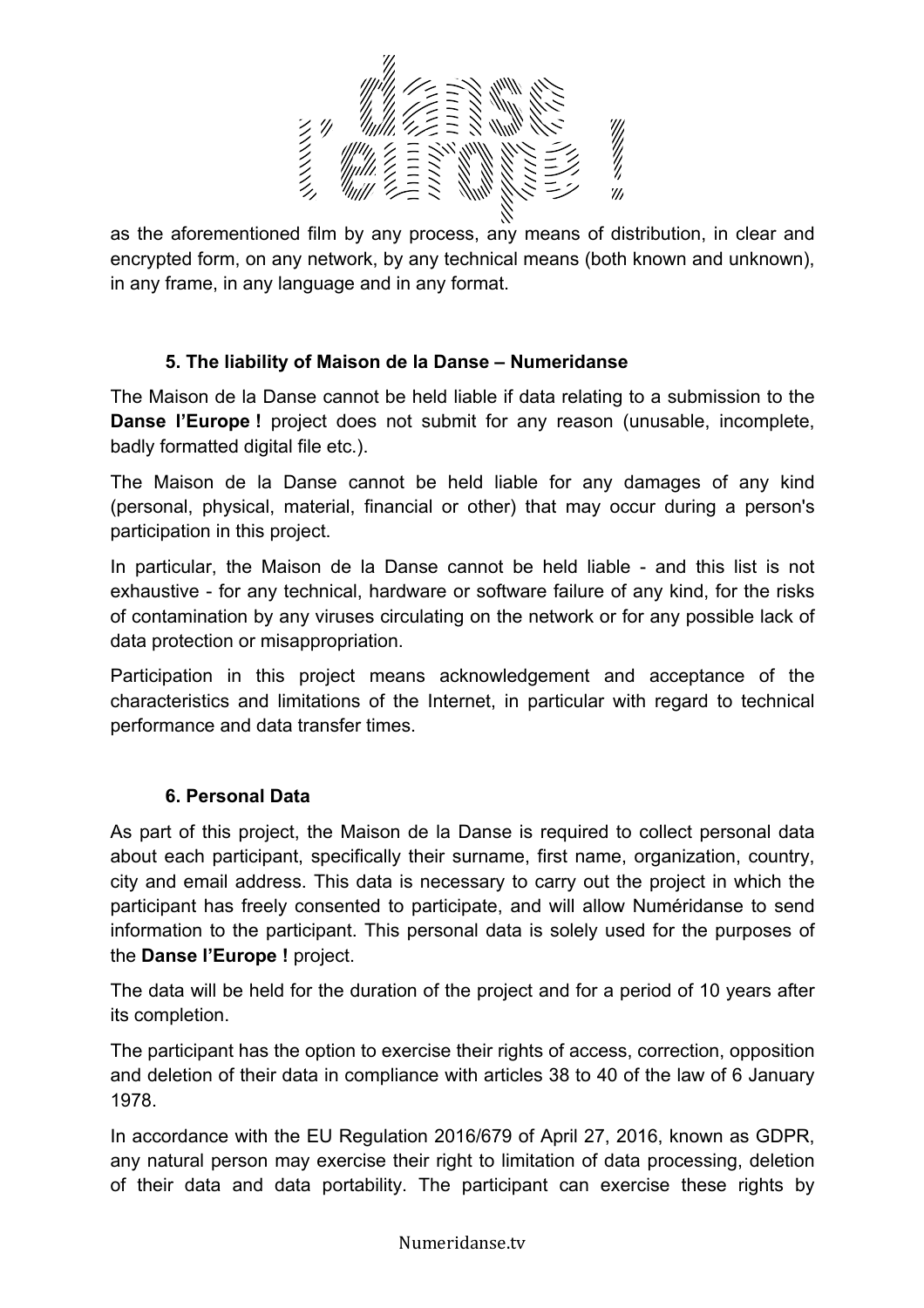as the aforementioned film by any process, any means of distribution, in clear and encrypted form, on any network, by any technical means (both known and unknown), in any frame, in any language and in any format.

### 5. The liability of Maison de la Danse – Numeridanse

The Maison de la Danse cannot be held liable if data relating to a submission to the **Danse l'Europe !** project does not submit for any reason (unusable, incomplete, badly formatted digital file etc.).

The Maison de la Danse cannot be held liable for any damages of any kind (personal, physical, material, financial or other) that may occur during a person's participation in this project.

In particular, the Maison de la Danse cannot be held liable - and this list is not exhaustive - for any technical, hardware or software failure of any kind, for the risks of contamination by any viruses circulating on the network or for any possible lack of data protection or misappropriation.

Participation in this project means acknowledgement and acceptance of the characteristics and limitations of the Internet, in particular with regard to technical performance and data transfer times.

### 6. Personal Data

As part of this project, the Maison de la Danse is required to collect personal data about each participant, specifically their surname, first name, organization, country, city and email address. This data is necessary to carry out the project in which the participant has freely consented to participate, and will allow Numéridanse to send information to the participant. This personal data is solely used for the purposes of the **Danse l'Europe !** project.

The data will be held for the duration of the project and for a period of 10 years after its completion.

The participant has the option to exercise their rights of access, correction, opposition and deletion of their data in compliance with articles 38 to 40 of the law of 6 January 1978.

In accordance with the EU Regulation 2016/679 of April 27, 2016, known as GDPR, any natural person may exercise their right to limitation of data processing, deletion of their data and data portability. The participant can exercise these rights by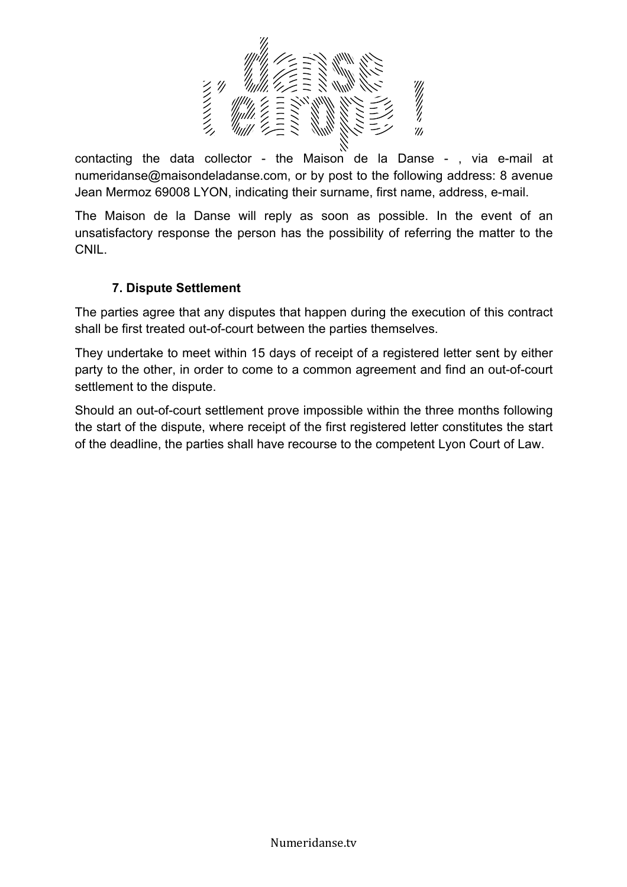contacting the data collector - the Maison de la Danse - , via e-mail at numeridanse@maisondeladanse.com, or by post to the following address: 8 avenue Jean Mermoz 69008 LYON, indicating their surname, first name, address, e-mail.

The Maison de la Danse will reply as soon as possible. In the event of an unsatisfactory response the person has the possibility of referring the matter to the CNIL.

### 7. Dispute Settlement

The parties agree that any disputes that happen during the execution of this contract shall be first treated out-of-court between the parties themselves.

They undertake to meet within 15 days of receipt of a registered letter sent by either party to the other, in order to come to a common agreement and find an out-of-court settlement to the dispute.

Should an out-of-court settlement prove impossible within the three months following the start of the dispute, where receipt of the first registered letter constitutes the start of the deadline, the parties shall have recourse to the competent Lyon Court of Law.